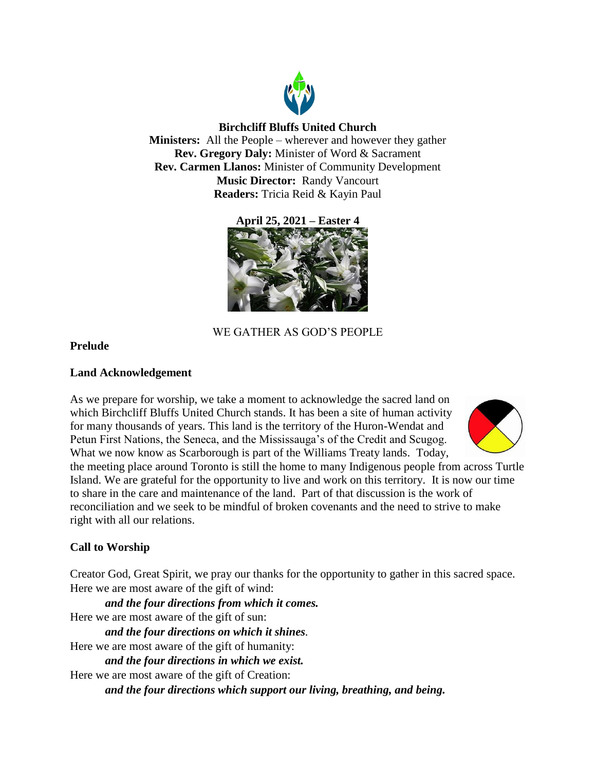**Birchcliff Bluffs United Church**
**Ministers:** All the People – wherever and however they gather
**Rev. Gregory Daly:** Minister of Word & Sacrament
**Rev. Carmen Llanos:** Minister of Community Development
**Music Director:** Randy Vancourt
**Readers:** Tricia Reid & Kayin Paul

**April 25, 2021 – Easter 4**

WE GATHER AS GOD'S PEOPLE

**Prelude**

**Land Acknowledgement**

As we prepare for worship, we take a moment to acknowledge the sacred land on which Birchcliff Bluffs United Church stands. It has been a site of human activity for many thousands of years. This land is the territory of the Huron-Wendat and Petun First Nations, the Seneca, and the Mississauga's of the Credit and Scugog. What we now know as Scarborough is part of the Williams Treaty lands. Today, the meeting place around Toronto is still the home to many Indigenous people from across Turtle Island. We are grateful for the opportunity to live and work on this territory. It is now our time to share in the care and maintenance of the land. Part of that discussion is the work of reconciliation and we seek to be mindful of broken covenants and the need to strive to make right with all our relations.

**Call to Worship**

Creator God, Great Spirit, we pray our thanks for the opportunity to gather in this sacred space.
Here we are most aware of the gift of wind:

***and the four directions from which it comes.***

Here we are most aware of the gift of sun:

***and the four directions on which it shines.***

Here we are most aware of the gift of humanity:

***and the four directions in which we exist.***

Here we are most aware of the gift of Creation:

***and the four directions which support our living, breathing, and being.***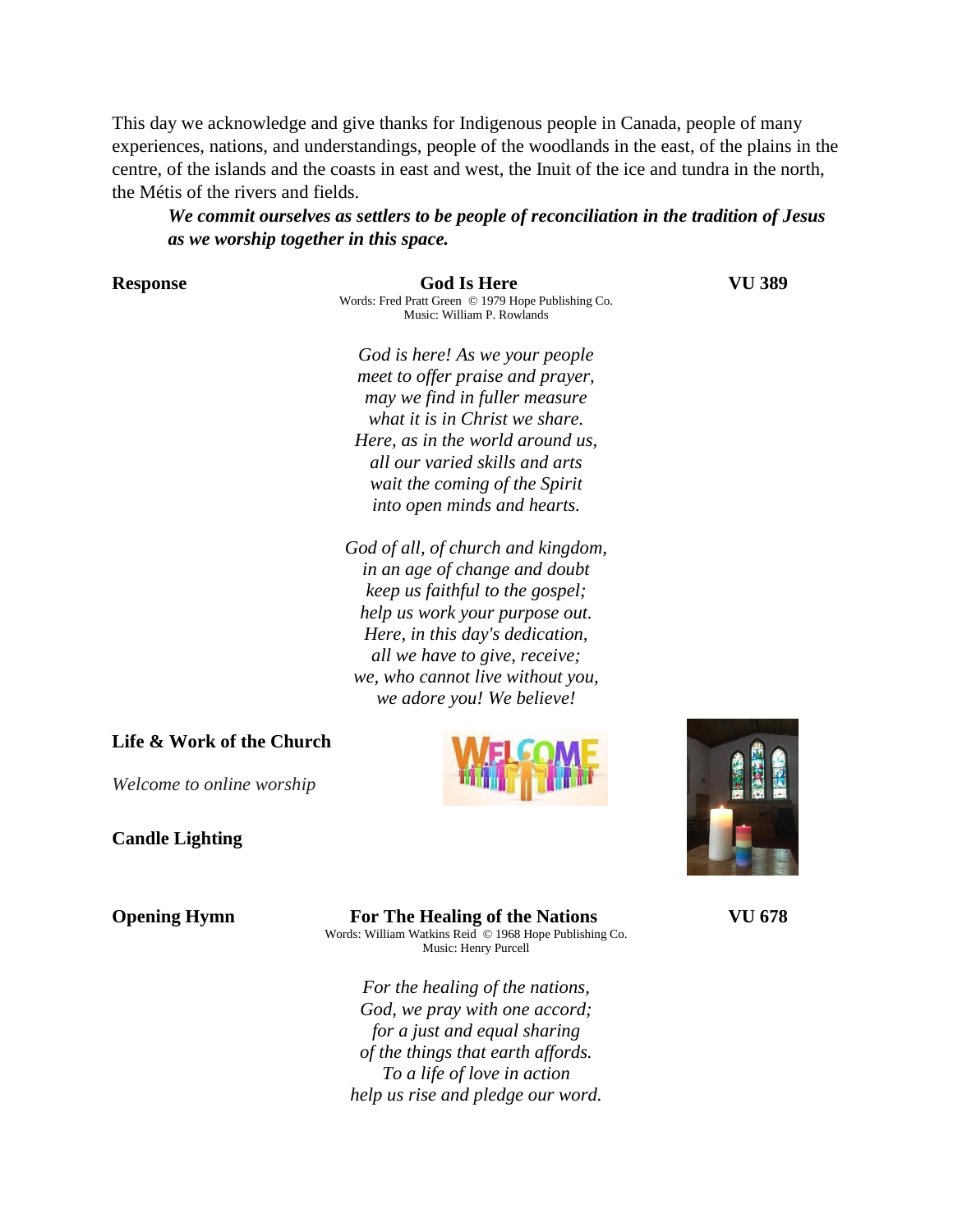This day we acknowledge and give thanks for Indigenous people in Canada, people of many experiences, nations, and understandings, people of the woodlands in the east, of the plains in the centre, of the islands and the coasts in east and west, the Inuit of the ice and tundra in the north, the Métis of the rivers and fields.

***We commit ourselves as settlers to be people of reconciliation in the tradition of Jesus as we worship together in this space.***

**Response** **God Is Here** **VU 389**

Words: Fred Pratt Green © 1979 Hope Publishing Co.
Music: William P. Rowlands

*God is here! As we your people*
*meet to offer praise and prayer,*
*may we find in fuller measure*
*what it is in Christ we share.*
*Here, as in the world around us,*
*all our varied skills and arts*
*wait the coming of the Spirit*
*into open minds and hearts.*

*God of all, of church and kingdom,*
*in an age of change and doubt*
*keep us faithful to the gospel;*
*help us work your purpose out.*
*Here, in this day's dedication,*
*all we have to give, receive;*
*we, who cannot live without you,*
*we adore you! We believe!*

**Life & Work of the Church**

*Welcome to online worship*

**Candle Lighting**

**Opening Hymn** **For The Healing of the Nations** **VU 678**

Words: William Watkins Reid © 1968 Hope Publishing Co.
Music: Henry Purcell

*For the healing of the nations,*
*God, we pray with one accord;*
*for a just and equal sharing*
*of the things that earth affords.*
*To a life of love in action*
*help us rise and pledge our word.*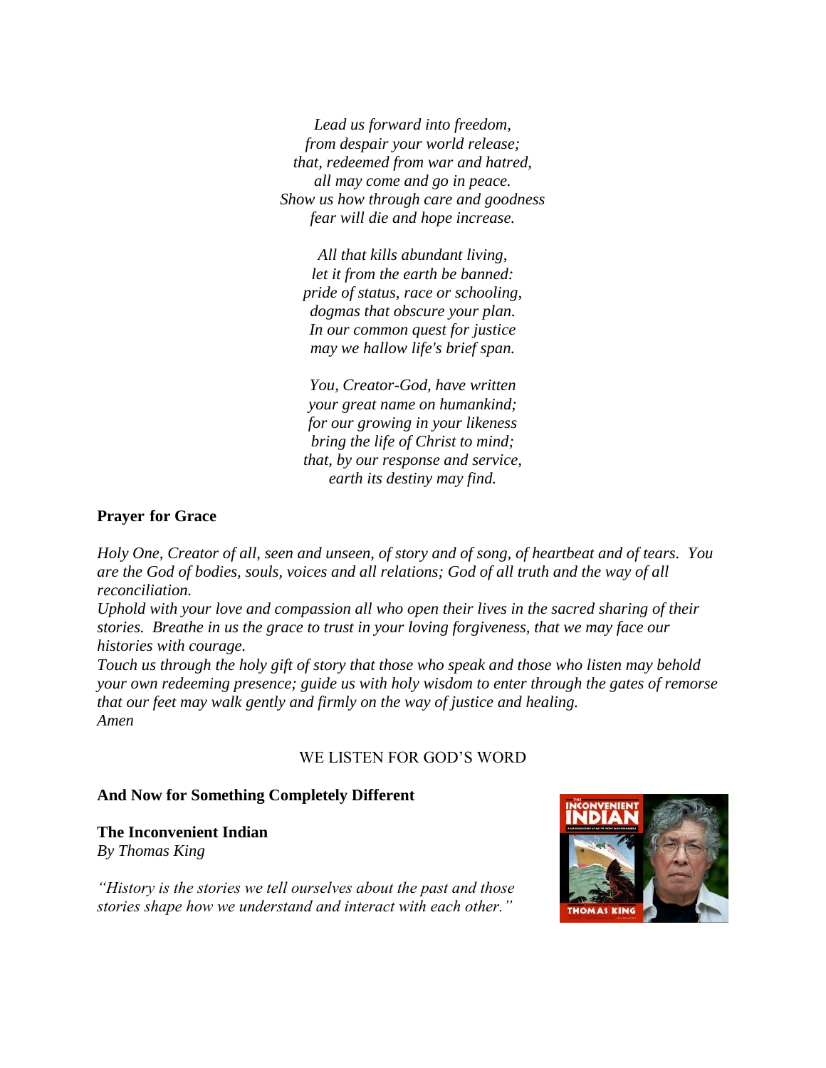*Lead us forward into freedom,*
*from despair your world release;*
*that, redeemed from war and hatred,*
*all may come and go in peace.*
*Show us how through care and goodness*
*fear will die and hope increase.*

*All that kills abundant living,*
*let it from the earth be banned:*
*pride of status, race or schooling,*
*dogmas that obscure your plan.*
*In our common quest for justice*
*may we hallow life's brief span.*

*You, Creator-God, have written*
*your great name on humankind;*
*for our growing in your likeness*
*bring the life of Christ to mind;*
*that, by our response and service,*
*earth its destiny may find.*

**Prayer for Grace**

*Holy One, Creator of all, seen and unseen, of story and of song, of heartbeat and of tears. You are the God of bodies, souls, voices and all relations; God of all truth and the way of all reconciliation.*
*Uphold with your love and compassion all who open their lives in the sacred sharing of their stories. Breathe in us the grace to trust in your loving forgiveness, that we may face our histories with courage.*
*Touch us through the holy gift of story that those who speak and those who listen may behold your own redeeming presence; guide us with holy wisdom to enter through the gates of remorse that our feet may walk gently and firmly on the way of justice and healing.*
*Amen*

WE LISTEN FOR GOD'S WORD

**And Now for Something Completely Different**

**The Inconvenient Indian**
*By Thomas King*

*"History is the stories we tell ourselves about the past and those stories shape how we understand and interact with each other."*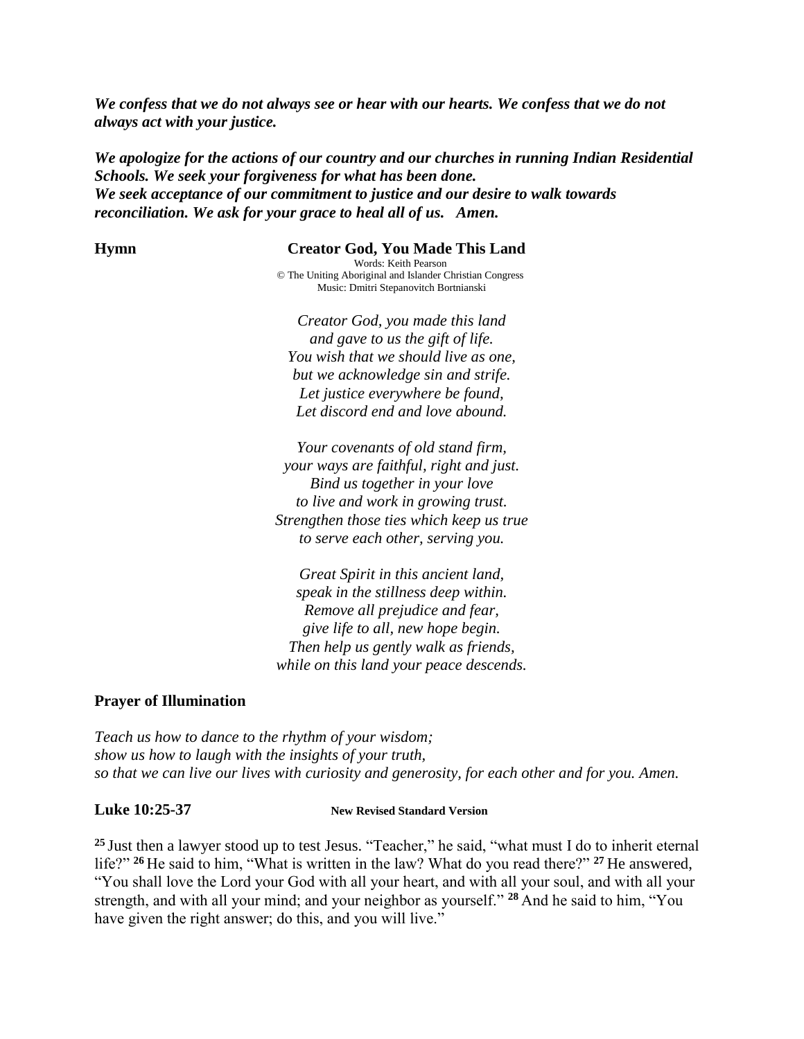***We confess that we do not always see or hear with our hearts. We confess that we do not always act with your justice.***

***We apologize for the actions of our country and our churches in running Indian Residential Schools. We seek your forgiveness for what has been done.***
***We seek acceptance of our commitment to justice and our desire to walk towards reconciliation. We ask for your grace to heal all of us. Amen.***

**Hymn** **Creator God, You Made This Land**

Words: Keith Pearson
© The Uniting Aboriginal and Islander Christian Congress
Music: Dmitri Stepanovitch Bortnianski

*Creator God, you made this land*
*and gave to us the gift of life.*
*You wish that we should live as one,*
*but we acknowledge sin and strife.*
*Let justice everywhere be found,*
*Let discord end and love abound.*

*Your covenants of old stand firm,*
*your ways are faithful, right and just.*
*Bind us together in your love*
*to live and work in growing trust.*
*Strengthen those ties which keep us true*
*to serve each other, serving you.*

*Great Spirit in this ancient land,*
*speak in the stillness deep within.*
*Remove all prejudice and fear,*
*give life to all, new hope begin.*
*Then help us gently walk as friends,*
*while on this land your peace descends.*

**Prayer of Illumination**

*Teach us how to dance to the rhythm of your wisdom;*
*show us how to laugh with the insights of your truth,*
*so that we can live our lives with curiosity and generosity, for each other and for you. Amen.*

**Luke 10:25-37** **New Revised Standard Version**

**25** Just then a lawyer stood up to test Jesus. "Teacher," he said, "what must I do to inherit eternal life?" **26** He said to him, "What is written in the law? What do you read there?" **27** He answered, "You shall love the Lord your God with all your heart, and with all your soul, and with all your strength, and with all your mind; and your neighbor as yourself." **28** And he said to him, "You have given the right answer; do this, and you will live."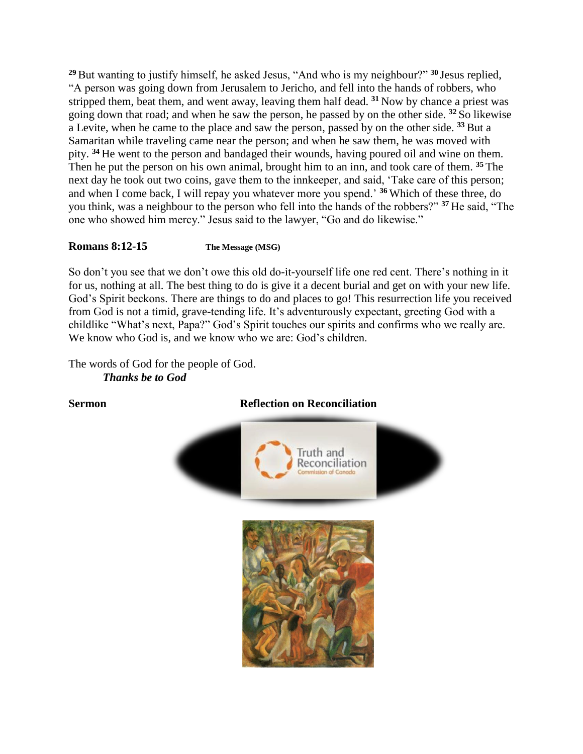[29] But wanting to justify himself, he asked Jesus, "And who is my neighbour?" [30] Jesus replied, "A person was going down from Jerusalem to Jericho, and fell into the hands of robbers, who stripped them, beat them, and went away, leaving them half dead. [31] Now by chance a priest was going down that road; and when he saw the person, he passed by on the other side. [32] So likewise a Levite, when he came to the place and saw the person, passed by on the other side. [33] But a Samaritan while traveling came near the person; and when he saw them, he was moved with pity. [34] He went to the person and bandaged their wounds, having poured oil and wine on them. Then he put the person on his own animal, brought him to an inn, and took care of them. [35] The next day he took out two coins, gave them to the innkeeper, and said, 'Take care of this person; and when I come back, I will repay you whatever more you spend.' [36] Which of these three, do you think, was a neighbour to the person who fell into the hands of the robbers?" [37] He said, "The one who showed him mercy." Jesus said to the lawyer, "Go and do likewise."

**Romans 8:12-15** **The Message (MSG)**

So don't you see that we don't owe this old do-it-yourself life one red cent. There's nothing in it for us, nothing at all. The best thing to do is give it a decent burial and get on with your new life. God's Spirit beckons. There are things to do and places to go! This resurrection life you received from God is not a timid, grave-tending life. It's adventurously expectant, greeting God with a childlike "What's next, Papa?" God's Spirit touches our spirits and confirms who we really are. We know who God is, and we know who we are: God's children.

The words of God for the people of God.

***Thanks be to God***

**Sermon** **Reflection on Reconciliation**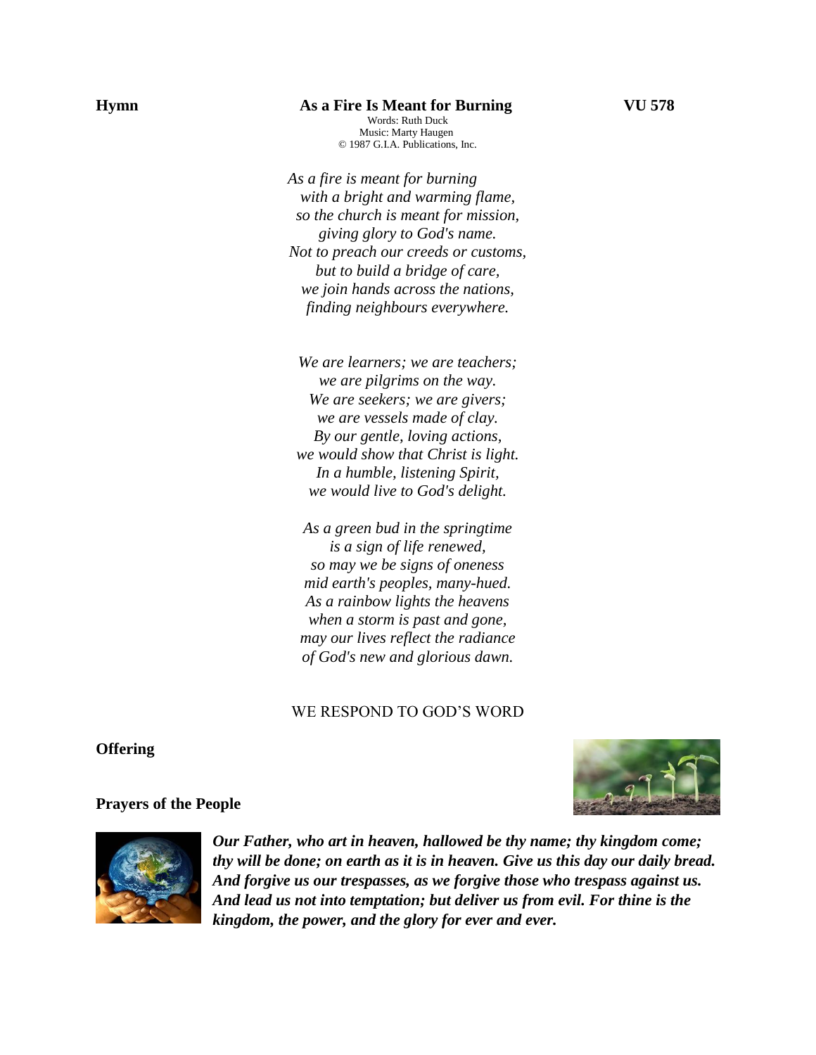**Hymn** **As a Fire Is Meant for Burning** **VU 578**

Words: Ruth Duck
Music: Marty Haugen
© 1987 G.I.A. Publications, Inc.

*As a fire is meant for burning*
*with a bright and warming flame,*
*so the church is meant for mission,*
*giving glory to God's name.*
*Not to preach our creeds or customs,*
*but to build a bridge of care,*
*we join hands across the nations,*
*finding neighbours everywhere.*

*We are learners; we are teachers;*
*we are pilgrims on the way.*
*We are seekers; we are givers;*
*we are vessels made of clay.*
*By our gentle, loving actions,*
*we would show that Christ is light.*
*In a humble, listening Spirit,*
*we would live to God's delight.*

*As a green bud in the springtime*
*is a sign of life renewed,*
*so may we be signs of oneness*
*mid earth's peoples, many-hued.*
*As a rainbow lights the heavens*
*when a storm is past and gone,*
*may our lives reflect the radiance*
*of God's new and glorious dawn.*

WE RESPOND TO GOD'S WORD

**Offering**

**Prayers of the People**

***Our Father, who art in heaven, hallowed be thy name; thy kingdom come; thy will be done; on earth as it is in heaven. Give us this day our daily bread. And forgive us our trespasses, as we forgive those who trespass against us. And lead us not into temptation; but deliver us from evil. For thine is the kingdom, the power, and the glory for ever and ever.***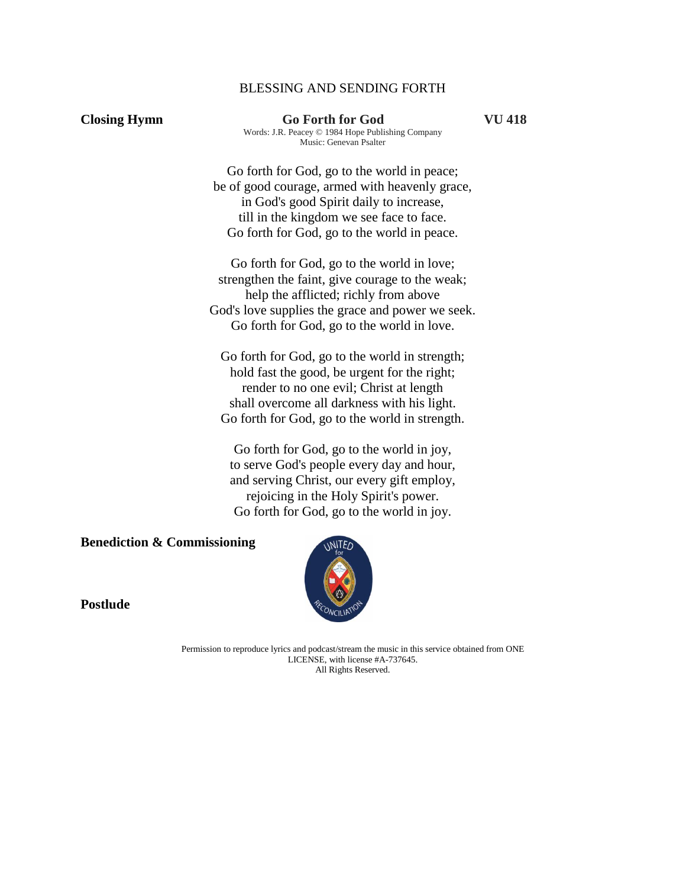## BLESSING AND SENDING FORTH

**Closing Hymn** **Go Forth for God** **VU 418**

Words: J.R. Peacey © 1984 Hope Publishing Company
Music: Genevan Psalter

Go forth for God, go to the world in peace;
be of good courage, armed with heavenly grace,
in God's good Spirit daily to increase,
till in the kingdom we see face to face.
Go forth for God, go to the world in peace.

Go forth for God, go to the world in love;
strengthen the faint, give courage to the weak;
help the afflicted; richly from above
God's love supplies the grace and power we seek.
Go forth for God, go to the world in love.

Go forth for God, go to the world in strength;
hold fast the good, be urgent for the right;
render to no one evil; Christ at length
shall overcome all darkness with his light.
Go forth for God, go to the world in strength.

Go forth for God, go to the world in joy,
to serve God's people every day and hour,
and serving Christ, our every gift employ,
rejoicing in the Holy Spirit's power.
Go forth for God, go to the world in joy.

**Benediction & Commissioning**

UNITED for RECONCILIATION

**Postlude**

Permission to reproduce lyrics and podcast/stream the music in this service obtained from ONE LICENSE, with license #A-737645.
All Rights Reserved.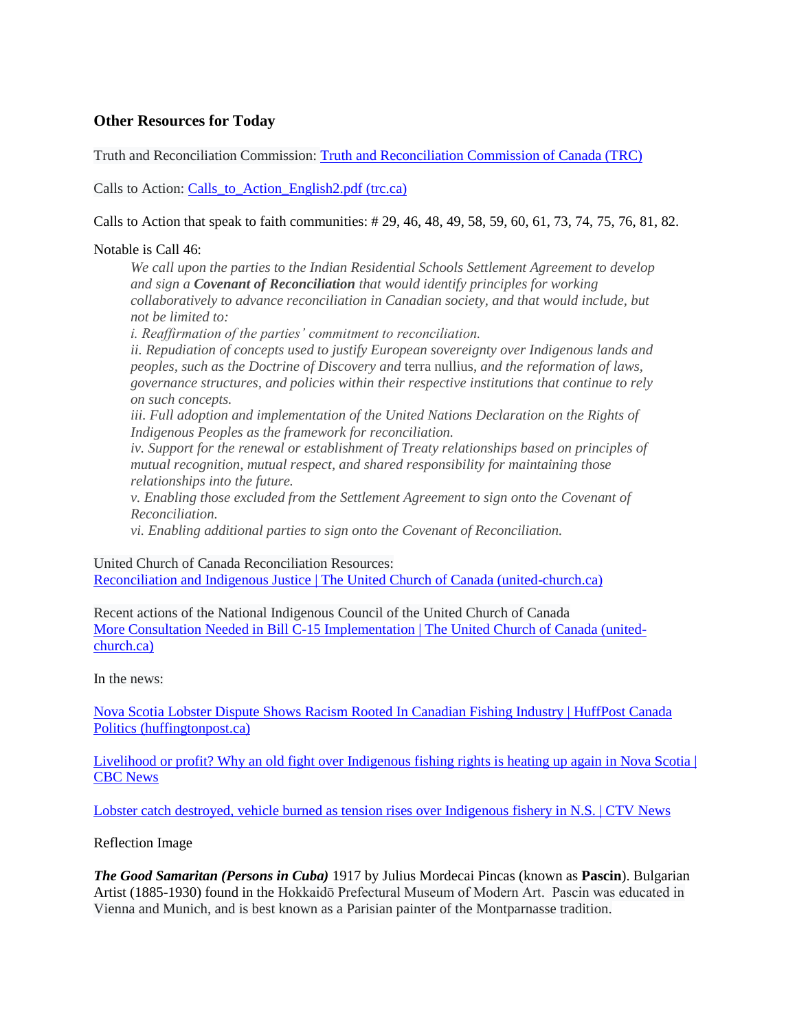## Other Resources for Today

Truth and Reconciliation Commission: [Truth and Reconciliation Commission of Canada (TRC)]()

Calls to Action: [Calls_to_Action_English2.pdf (trc.ca)]()

Calls to Action that speak to faith communities: # 29, 46, 48, 49, 58, 59, 60, 61, 73, 74, 75, 76, 81, 82.

Notable is Call 46:

> *We call upon the parties to the Indian Residential Schools Settlement Agreement to develop and sign a* ***Covenant of Reconciliation*** *that would identify principles for working collaboratively to advance reconciliation in Canadian society, and that would include, but not be limited to:*
>
> *i. Reaffirmation of the parties' commitment to reconciliation.*
>
> *ii. Repudiation of concepts used to justify European sovereignty over Indigenous lands and peoples, such as the Doctrine of Discovery and* terra nullius, *and the reformation of laws, governance structures, and policies within their respective institutions that continue to rely on such concepts.*
>
> *iii. Full adoption and implementation of the United Nations Declaration on the Rights of Indigenous Peoples as the framework for reconciliation.*
>
> *iv. Support for the renewal or establishment of Treaty relationships based on principles of mutual recognition, mutual respect, and shared responsibility for maintaining those relationships into the future.*
>
> *v. Enabling those excluded from the Settlement Agreement to sign onto the Covenant of Reconciliation.*
>
> *vi. Enabling additional parties to sign onto the Covenant of Reconciliation.*

United Church of Canada Reconciliation Resources:
[Reconciliation and Indigenous Justice | The United Church of Canada (united-church.ca)]()

Recent actions of the National Indigenous Council of the United Church of Canada
[More Consultation Needed in Bill C-15 Implementation | The United Church of Canada (united-church.ca)]()

In the news:

[Nova Scotia Lobster Dispute Shows Racism Rooted In Canadian Fishing Industry | HuffPost Canada Politics (huffingtonpost.ca)]()

[Livelihood or profit? Why an old fight over Indigenous fishing rights is heating up again in Nova Scotia | CBC News]()

[Lobster catch destroyed, vehicle burned as tension rises over Indigenous fishery in N.S. | CTV News]()

Reflection Image

***The Good Samaritan (Persons in Cuba)*** 1917 by Julius Mordecai Pincas (known as **Pascin**). Bulgarian Artist (1885-1930) found in the Hokkaidō Prefectural Museum of Modern Art. Pascin was educated in Vienna and Munich, and is best known as a Parisian painter of the Montparnasse tradition.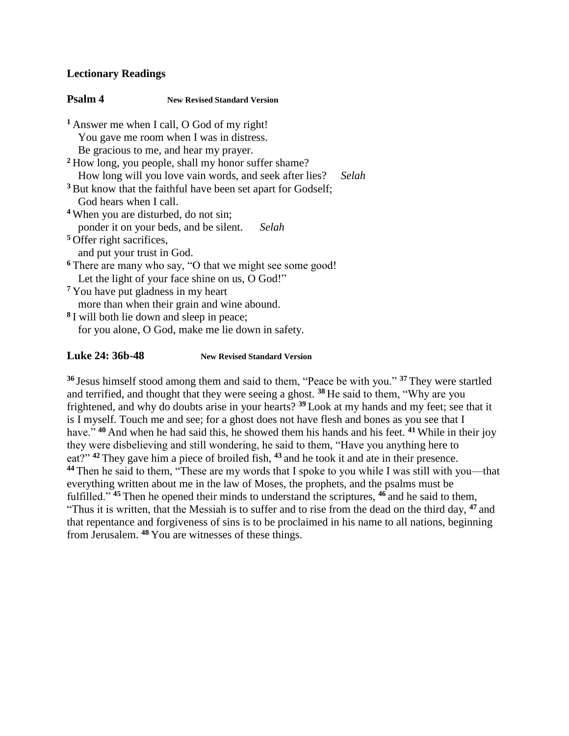**Lectionary Readings**

**Psalm 4** **New Revised Standard Version**

[1] Answer me when I call, O God of my right!
You gave me room when I was in distress.
Be gracious to me, and hear my prayer.
[2] How long, you people, shall my honor suffer shame?
How long will you love vain words, and seek after lies? *Selah*
[3] But know that the faithful have been set apart for Godself;
God hears when I call.
[4] When you are disturbed, do not sin;
ponder it on your beds, and be silent. *Selah*
[5] Offer right sacrifices,
and put your trust in God.
[6] There are many who say, "O that we might see some good!
Let the light of your face shine on us, O God!"
[7] You have put gladness in my heart
more than when their grain and wine abound.
[8] I will both lie down and sleep in peace;
for you alone, O God, make me lie down in safety.

**Luke 24: 36b-48** **New Revised Standard Version**

[36] Jesus himself stood among them and said to them, "Peace be with you." [37] They were startled and terrified, and thought that they were seeing a ghost. [38] He said to them, "Why are you frightened, and why do doubts arise in your hearts? [39] Look at my hands and my feet; see that it is I myself. Touch me and see; for a ghost does not have flesh and bones as you see that I have." [40] And when he had said this, he showed them his hands and his feet. [41] While in their joy they were disbelieving and still wondering, he said to them, "Have you anything here to eat?" [42] They gave him a piece of broiled fish, [43] and he took it and ate in their presence. [44] Then he said to them, "These are my words that I spoke to you while I was still with you—that everything written about me in the law of Moses, the prophets, and the psalms must be fulfilled." [45] Then he opened their minds to understand the scriptures, [46] and he said to them, "Thus it is written, that the Messiah is to suffer and to rise from the dead on the third day, [47] and that repentance and forgiveness of sins is to be proclaimed in his name to all nations, beginning from Jerusalem. [48] You are witnesses of these things.